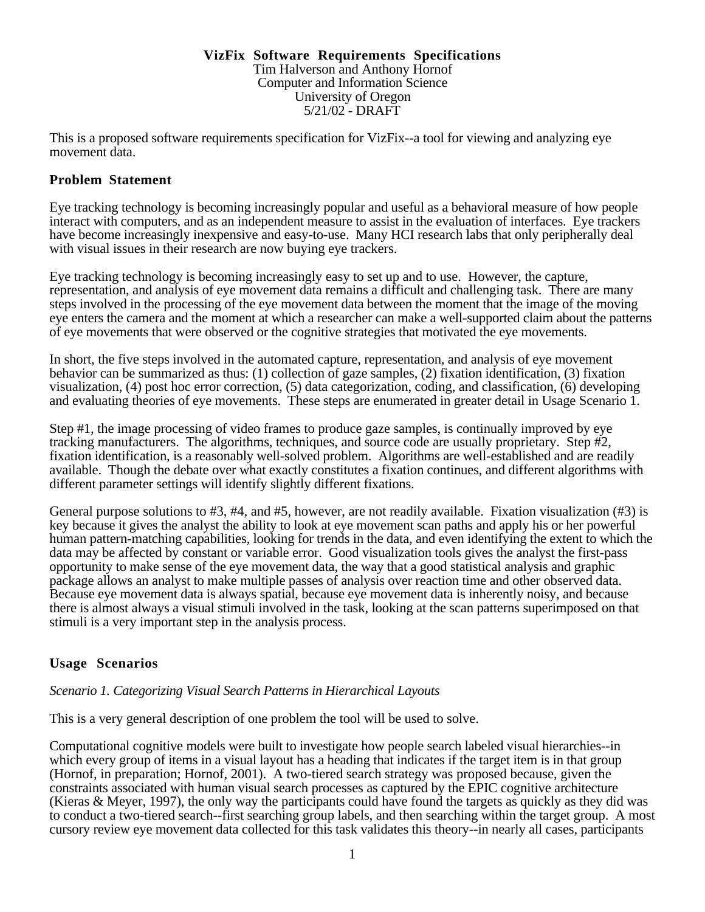# VizFix Software Requirements Specifications

Tim Halverson and Anthony Hornof
Computer and Information Science
University of Oregon
5/21/02 - DRAFT

This is a proposed software requirements specification for VizFix--a tool for viewing and analyzing eye movement data.

## Problem Statement

Eye tracking technology is becoming increasingly popular and useful as a behavioral measure of how people interact with computers, and as an independent measure to assist in the evaluation of interfaces. Eye trackers have become increasingly inexpensive and easy-to-use. Many HCI research labs that only peripherally deal with visual issues in their research are now buying eye trackers.

Eye tracking technology is becoming increasingly easy to set up and to use. However, the capture, representation, and analysis of eye movement data remains a difficult and challenging task. There are many steps involved in the processing of the eye movement data between the moment that the image of the moving eye enters the camera and the moment at which a researcher can make a well-supported claim about the patterns of eye movements that were observed or the cognitive strategies that motivated the eye movements.

In short, the five steps involved in the automated capture, representation, and analysis of eye movement behavior can be summarized as thus: (1) collection of gaze samples, (2) fixation identification, (3) fixation visualization, (4) post hoc error correction, (5) data categorization, coding, and classification, (6) developing and evaluating theories of eye movements. These steps are enumerated in greater detail in Usage Scenario 1.

Step #1, the image processing of video frames to produce gaze samples, is continually improved by eye tracking manufacturers. The algorithms, techniques, and source code are usually proprietary. Step #2, fixation identification, is a reasonably well-solved problem. Algorithms are well-established and are readily available. Though the debate over what exactly constitutes a fixation continues, and different algorithms with different parameter settings will identify slightly different fixations.

General purpose solutions to #3, #4, and #5, however, are not readily available. Fixation visualization (#3) is key because it gives the analyst the ability to look at eye movement scan paths and apply his or her powerful human pattern-matching capabilities, looking for trends in the data, and even identifying the extent to which the data may be affected by constant or variable error. Good visualization tools gives the analyst the first-pass opportunity to make sense of the eye movement data, the way that a good statistical analysis and graphic package allows an analyst to make multiple passes of analysis over reaction time and other observed data. Because eye movement data is always spatial, because eye movement data is inherently noisy, and because there is almost always a visual stimuli involved in the task, looking at the scan patterns superimposed on that stimuli is a very important step in the analysis process.

## Usage Scenarios

*Scenario 1. Categorizing Visual Search Patterns in Hierarchical Layouts*

This is a very general description of one problem the tool will be used to solve.

Computational cognitive models were built to investigate how people search labeled visual hierarchies--in which every group of items in a visual layout has a heading that indicates if the target item is in that group (Hornof, in preparation; Hornof, 2001). A two-tiered search strategy was proposed because, given the constraints associated with human visual search processes as captured by the EPIC cognitive architecture (Kieras & Meyer, 1997), the only way the participants could have found the targets as quickly as they did was to conduct a two-tiered search--first searching group labels, and then searching within the target group. A most cursory review eye movement data collected for this task validates this theory--in nearly all cases, participants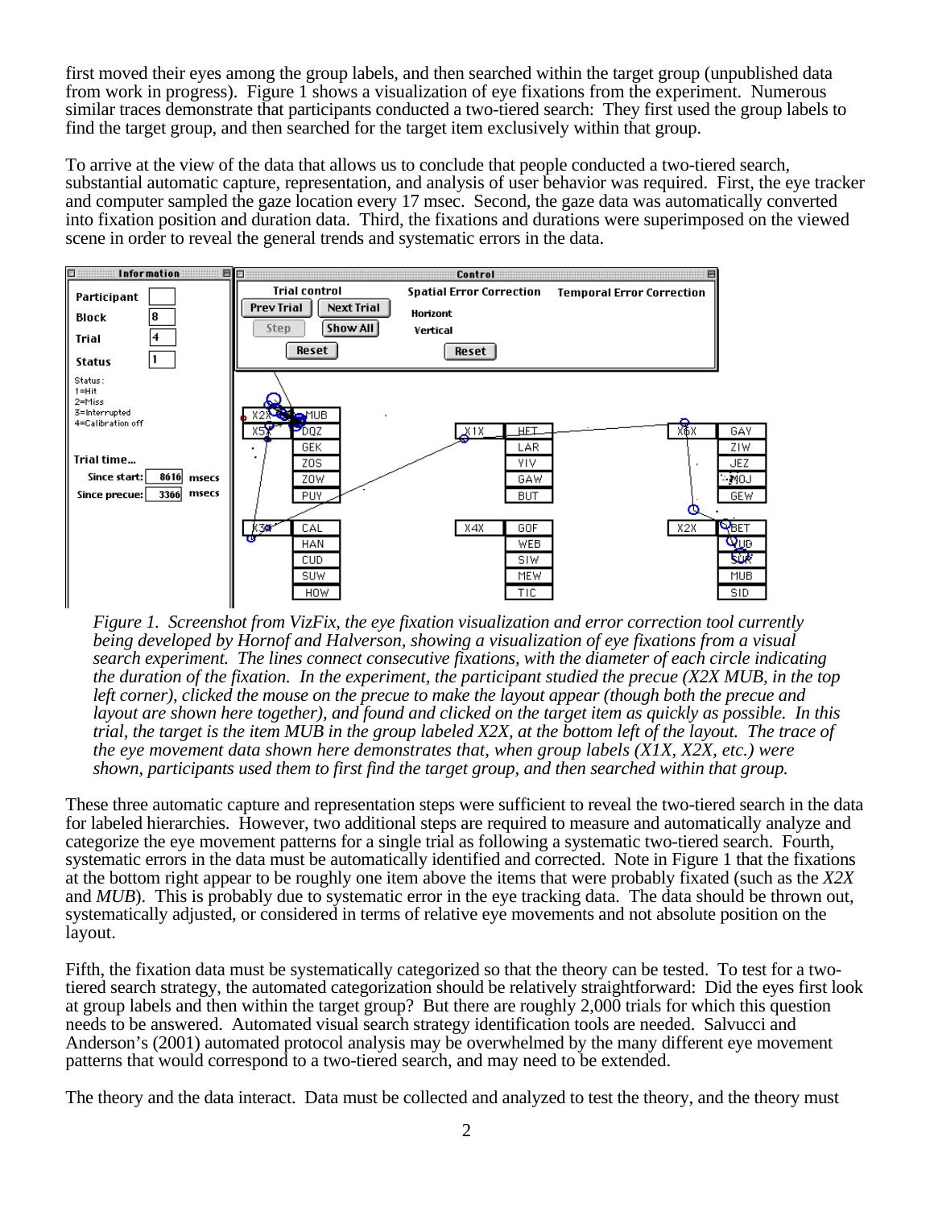first moved their eyes among the group labels, and then searched within the target group (unpublished data from work in progress). Figure 1 shows a visualization of eye fixations from the experiment. Numerous similar traces demonstrate that participants conducted a two-tiered search: They first used the group labels to find the target group, and then searched for the target item exclusively within that group.

To arrive at the view of the data that allows us to conclude that people conducted a two-tiered search, substantial automatic capture, representation, and analysis of user behavior was required. First, the eye tracker and computer sampled the gaze location every 17 msec. Second, the gaze data was automatically converted into fixation position and duration data. Third, the fixations and durations were superimposed on the viewed scene in order to reveal the general trends and systematic errors in the data.

*Figure 1. Screenshot from VizFix, the eye fixation visualization and error correction tool currently being developed by Hornof and Halverson, showing a visualization of eye fixations from a visual search experiment. The lines connect consecutive fixations, with the diameter of each circle indicating the duration of the fixation. In the experiment, the participant studied the precue (X2X MUB, in the top left corner), clicked the mouse on the precue to make the layout appear (though both the precue and layout are shown here together), and found and clicked on the target item as quickly as possible. In this trial, the target is the item MUB in the group labeled X2X, at the bottom left of the layout. The trace of the eye movement data shown here demonstrates that, when group labels (X1X, X2X, etc.) were shown, participants used them to first find the target group, and then searched within that group.*

These three automatic capture and representation steps were sufficient to reveal the two-tiered search in the data for labeled hierarchies. However, two additional steps are required to measure and automatically analyze and categorize the eye movement patterns for a single trial as following a systematic two-tiered search. Fourth, systematic errors in the data must be automatically identified and corrected. Note in Figure 1 that the fixations at the bottom right appear to be roughly one item above the items that were probably fixated (such as the *X2X* and *MUB*). This is probably due to systematic error in the eye tracking data. The data should be thrown out, systematically adjusted, or considered in terms of relative eye movements and not absolute position on the layout.

Fifth, the fixation data must be systematically categorized so that the theory can be tested. To test for a two-tiered search strategy, the automated categorization should be relatively straightforward: Did the eyes first look at group labels and then within the target group? But there are roughly 2,000 trials for which this question needs to be answered. Automated visual search strategy identification tools are needed. Salvucci and Anderson's (2001) automated protocol analysis may be overwhelmed by the many different eye movement patterns that would correspond to a two-tiered search, and may need to be extended.

The theory and the data interact. Data must be collected and analyzed to test the theory, and the theory must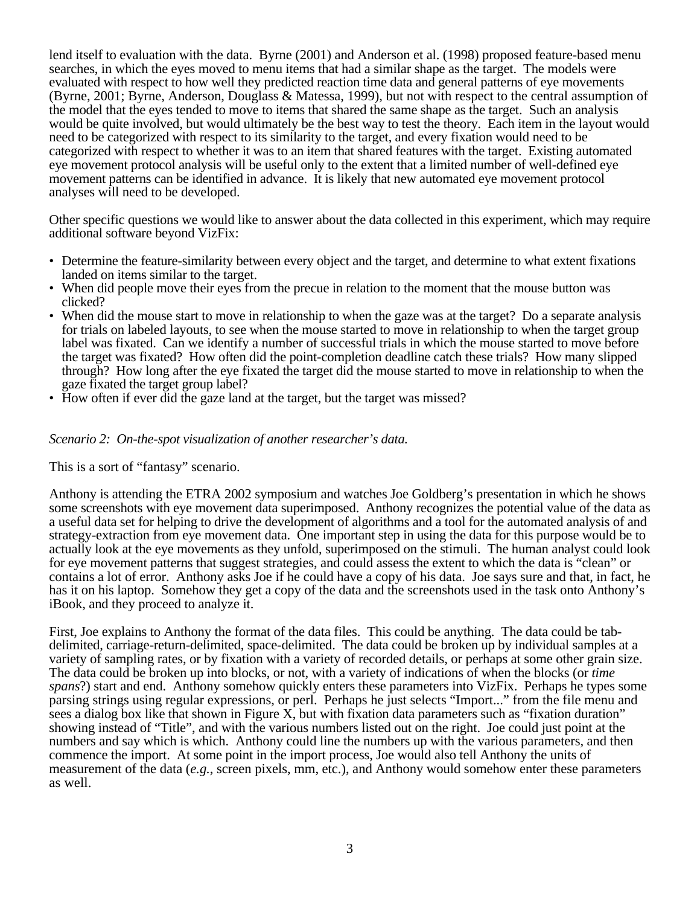lend itself to evaluation with the data. Byrne (2001) and Anderson et al. (1998) proposed feature-based menu searches, in which the eyes moved to menu items that had a similar shape as the target. The models were evaluated with respect to how well they predicted reaction time data and general patterns of eye movements (Byrne, 2001; Byrne, Anderson, Douglass & Matessa, 1999), but not with respect to the central assumption of the model that the eyes tended to move to items that shared the same shape as the target. Such an analysis would be quite involved, but would ultimately be the best way to test the theory. Each item in the layout would need to be categorized with respect to its similarity to the target, and every fixation would need to be categorized with respect to whether it was to an item that shared features with the target. Existing automated eye movement protocol analysis will be useful only to the extent that a limited number of well-defined eye movement patterns can be identified in advance. It is likely that new automated eye movement protocol analyses will need to be developed.

Other specific questions we would like to answer about the data collected in this experiment, which may require additional software beyond VizFix:

- Determine the feature-similarity between every object and the target, and determine to what extent fixations landed on items similar to the target.
- When did people move their eyes from the precue in relation to the moment that the mouse button was clicked?
- When did the mouse start to move in relationship to when the gaze was at the target? Do a separate analysis for trials on labeled layouts, to see when the mouse started to move in relationship to when the target group label was fixated. Can we identify a number of successful trials in which the mouse started to move before the target was fixated? How often did the point-completion deadline catch these trials? How many slipped through? How long after the eye fixated the target did the mouse started to move in relationship to when the gaze fixated the target group label?
- How often if ever did the gaze land at the target, but the target was missed?

*Scenario 2: On-the-spot visualization of another researcher's data.*

This is a sort of "fantasy" scenario.

Anthony is attending the ETRA 2002 symposium and watches Joe Goldberg's presentation in which he shows some screenshots with eye movement data superimposed. Anthony recognizes the potential value of the data as a useful data set for helping to drive the development of algorithms and a tool for the automated analysis of and strategy-extraction from eye movement data. One important step in using the data for this purpose would be to actually look at the eye movements as they unfold, superimposed on the stimuli. The human analyst could look for eye movement patterns that suggest strategies, and could assess the extent to which the data is "clean" or contains a lot of error. Anthony asks Joe if he could have a copy of his data. Joe says sure and that, in fact, he has it on his laptop. Somehow they get a copy of the data and the screenshots used in the task onto Anthony's iBook, and they proceed to analyze it.

First, Joe explains to Anthony the format of the data files. This could be anything. The data could be tab-delimited, carriage-return-delimited, space-delimited. The data could be broken up by individual samples at a variety of sampling rates, or by fixation with a variety of recorded details, or perhaps at some other grain size. The data could be broken up into blocks, or not, with a variety of indications of when the blocks (or *time spans*?) start and end. Anthony somehow quickly enters these parameters into VizFix. Perhaps he types some parsing strings using regular expressions, or perl. Perhaps he just selects "Import..." from the file menu and sees a dialog box like that shown in Figure X, but with fixation data parameters such as "fixation duration" showing instead of "Title", and with the various numbers listed out on the right. Joe could just point at the numbers and say which is which. Anthony could line the numbers up with the various parameters, and then commence the import. At some point in the import process, Joe would also tell Anthony the units of measurement of the data (*e.g.*, screen pixels, mm, etc.), and Anthony would somehow enter these parameters as well.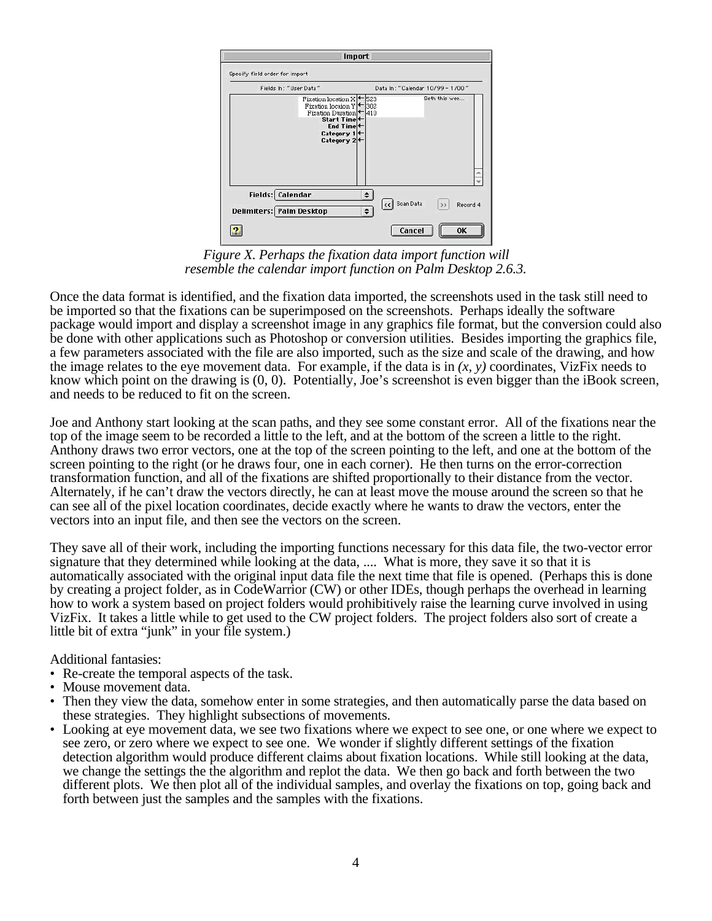*Figure X. Perhaps the fixation data import function will resemble the calendar import function on Palm Desktop 2.6.3.*

Once the data format is identified, and the fixation data imported, the screenshots used in the task still need to be imported so that the fixations can be superimposed on the screenshots. Perhaps ideally the software package would import and display a screenshot image in any graphics file format, but the conversion could also be done with other applications such as Photoshop or conversion utilities. Besides importing the graphics file, a few parameters associated with the file are also imported, such as the size and scale of the drawing, and how the image relates to the eye movement data. For example, if the data is in *(x, y)* coordinates, VizFix needs to know which point on the drawing is (0, 0). Potentially, Joe's screenshot is even bigger than the iBook screen, and needs to be reduced to fit on the screen.

Joe and Anthony start looking at the scan paths, and they see some constant error. All of the fixations near the top of the image seem to be recorded a little to the left, and at the bottom of the screen a little to the right. Anthony draws two error vectors, one at the top of the screen pointing to the left, and one at the bottom of the screen pointing to the right (or he draws four, one in each corner). He then turns on the error-correction transformation function, and all of the fixations are shifted proportionally to their distance from the vector. Alternately, if he can't draw the vectors directly, he can at least move the mouse around the screen so that he can see all of the pixel location coordinates, decide exactly where he wants to draw the vectors, enter the vectors into an input file, and then see the vectors on the screen.

They save all of their work, including the importing functions necessary for this data file, the two-vector error signature that they determined while looking at the data, .... What is more, they save it so that it is automatically associated with the original input data file the next time that file is opened. (Perhaps this is done by creating a project folder, as in CodeWarrior (CW) or other IDEs, though perhaps the overhead in learning how to work a system based on project folders would prohibitively raise the learning curve involved in using VizFix. It takes a little while to get used to the CW project folders. The project folders also sort of create a little bit of extra "junk" in your file system.)

Additional fantasies:

- Re-create the temporal aspects of the task.
- Mouse movement data.
- Then they view the data, somehow enter in some strategies, and then automatically parse the data based on these strategies. They highlight subsections of movements.
- Looking at eye movement data, we see two fixations where we expect to see one, or one where we expect to see zero, or zero where we expect to see one. We wonder if slightly different settings of the fixation detection algorithm would produce different claims about fixation locations. While still looking at the data, we change the settings the the algorithm and replot the data. We then go back and forth between the two different plots. We then plot all of the individual samples, and overlay the fixations on top, going back and forth between just the samples and the samples with the fixations.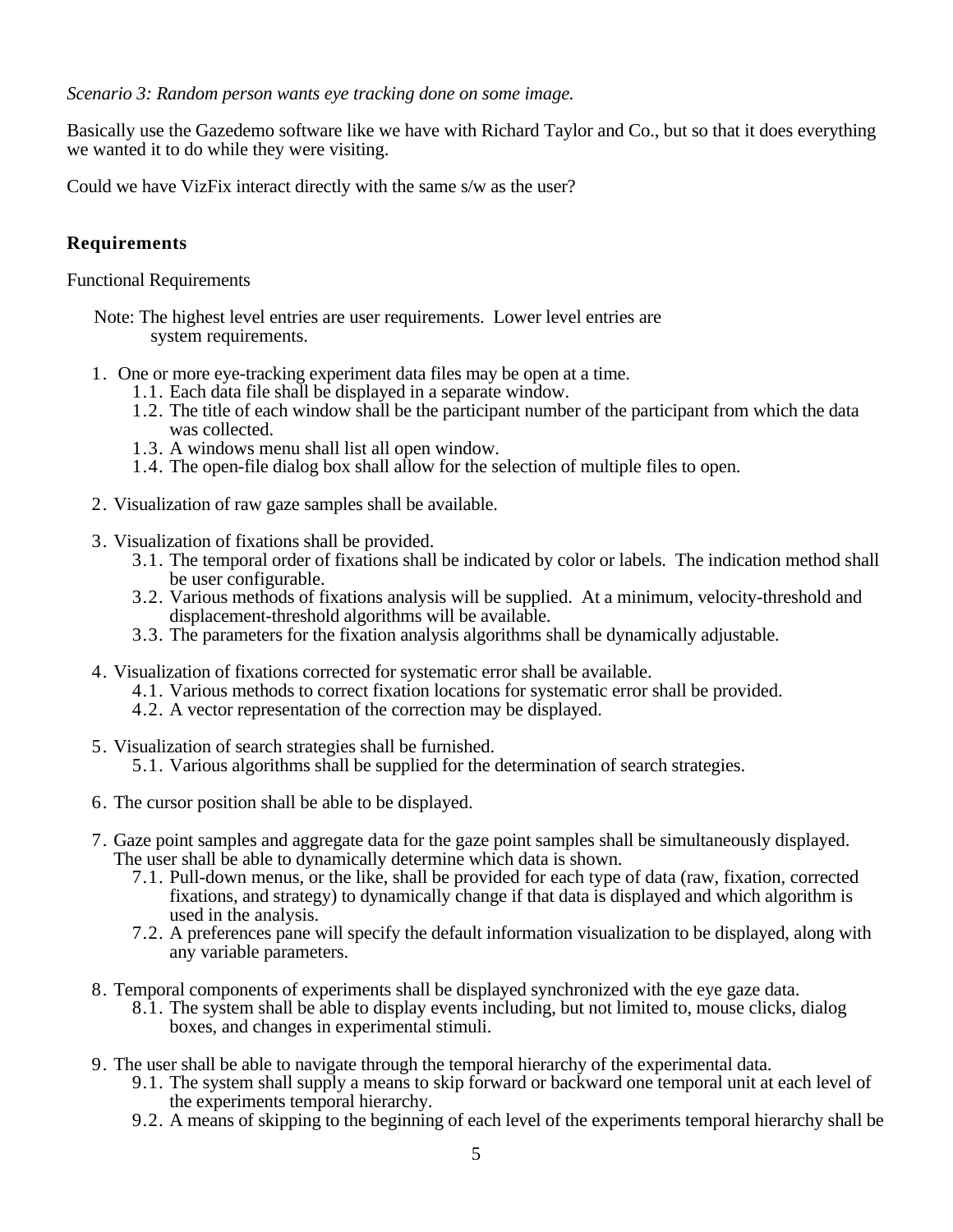*Scenario 3: Random person wants eye tracking done on some image.*

Basically use the Gazedemo software like we have with Richard Taylor and Co., but so that it does everything we wanted it to do while they were visiting.

Could we have VizFix interact directly with the same s/w as the user?

## Requirements

Functional Requirements

Note: The highest level entries are user requirements. Lower level entries are system requirements.

1. One or more eye-tracking experiment data files may be open at a time.
    1.1. Each data file shall be displayed in a separate window.
    1.2. The title of each window shall be the participant number of the participant from which the data was collected.
    1.3. A windows menu shall list all open window.
    1.4. The open-file dialog box shall allow for the selection of multiple files to open.

2. Visualization of raw gaze samples shall be available.

3. Visualization of fixations shall be provided.
    3.1. The temporal order of fixations shall be indicated by color or labels. The indication method shall be user configurable.
    3.2. Various methods of fixations analysis will be supplied. At a minimum, velocity-threshold and displacement-threshold algorithms will be available.
    3.3. The parameters for the fixation analysis algorithms shall be dynamically adjustable.

4. Visualization of fixations corrected for systematic error shall be available.
    4.1. Various methods to correct fixation locations for systematic error shall be provided.
    4.2. A vector representation of the correction may be displayed.

5. Visualization of search strategies shall be furnished.
    5.1. Various algorithms shall be supplied for the determination of search strategies.

6. The cursor position shall be able to be displayed.

7. Gaze point samples and aggregate data for the gaze point samples shall be simultaneously displayed. The user shall be able to dynamically determine which data is shown.
    7.1. Pull-down menus, or the like, shall be provided for each type of data (raw, fixation, corrected fixations, and strategy) to dynamically change if that data is displayed and which algorithm is used in the analysis.
    7.2. A preferences pane will specify the default information visualization to be displayed, along with any variable parameters.

8. Temporal components of experiments shall be displayed synchronized with the eye gaze data.
    8.1. The system shall be able to display events including, but not limited to, mouse clicks, dialog boxes, and changes in experimental stimuli.

9. The user shall be able to navigate through the temporal hierarchy of the experimental data.
    9.1. The system shall supply a means to skip forward or backward one temporal unit at each level of the experiments temporal hierarchy.
    9.2. A means of skipping to the beginning of each level of the experiments temporal hierarchy shall be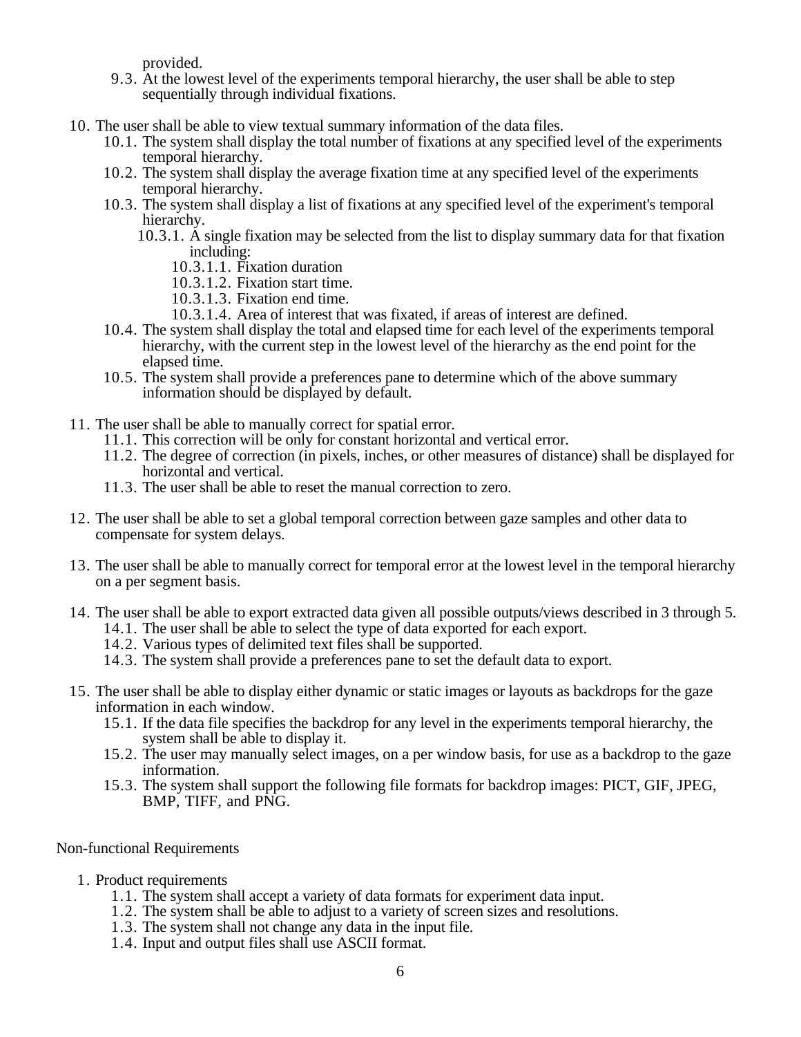provided.

- 9.3. At the lowest level of the experiments temporal hierarchy, the user shall be able to step sequentially through individual fixations.

10. The user shall be able to view textual summary information of the data files.
    - 10.1. The system shall display the total number of fixations at any specified level of the experiments temporal hierarchy.
    - 10.2. The system shall display the average fixation time at any specified level of the experiments temporal hierarchy.
    - 10.3. The system shall display a list of fixations at any specified level of the experiment's temporal hierarchy.
        - 10.3.1. A single fixation may be selected from the list to display summary data for that fixation including:
            - 10.3.1.1. Fixation duration
            - 10.3.1.2. Fixation start time.
            - 10.3.1.3. Fixation end time.
            - 10.3.1.4. Area of interest that was fixated, if areas of interest are defined.
    - 10.4. The system shall display the total and elapsed time for each level of the experiments temporal hierarchy, with the current step in the lowest level of the hierarchy as the end point for the elapsed time.
    - 10.5. The system shall provide a preferences pane to determine which of the above summary information should be displayed by default.

11. The user shall be able to manually correct for spatial error.
    - 11.1. This correction will be only for constant horizontal and vertical error.
    - 11.2. The degree of correction (in pixels, inches, or other measures of distance) shall be displayed for horizontal and vertical.
    - 11.3. The user shall be able to reset the manual correction to zero.

12. The user shall be able to set a global temporal correction between gaze samples and other data to compensate for system delays.

13. The user shall be able to manually correct for temporal error at the lowest level in the temporal hierarchy on a per segment basis.

14. The user shall be able to export extracted data given all possible outputs/views described in 3 through 5.
    - 14.1. The user shall be able to select the type of data exported for each export.
    - 14.2. Various types of delimited text files shall be supported.
    - 14.3. The system shall provide a preferences pane to set the default data to export.

15. The user shall be able to display either dynamic or static images or layouts as backdrops for the gaze information in each window.
    - 15.1. If the data file specifies the backdrop for any level in the experiments temporal hierarchy, the system shall be able to display it.
    - 15.2. The user may manually select images, on a per window basis, for use as a backdrop to the gaze information.
    - 15.3. The system shall support the following file formats for backdrop images: PICT, GIF, JPEG, BMP, TIFF, and PNG.

Non-functional Requirements

1. Product requirements
    - 1.1. The system shall accept a variety of data formats for experiment data input.
    - 1.2. The system shall be able to adjust to a variety of screen sizes and resolutions.
    - 1.3. The system shall not change any data in the input file.
    - 1.4. Input and output files shall use ASCII format.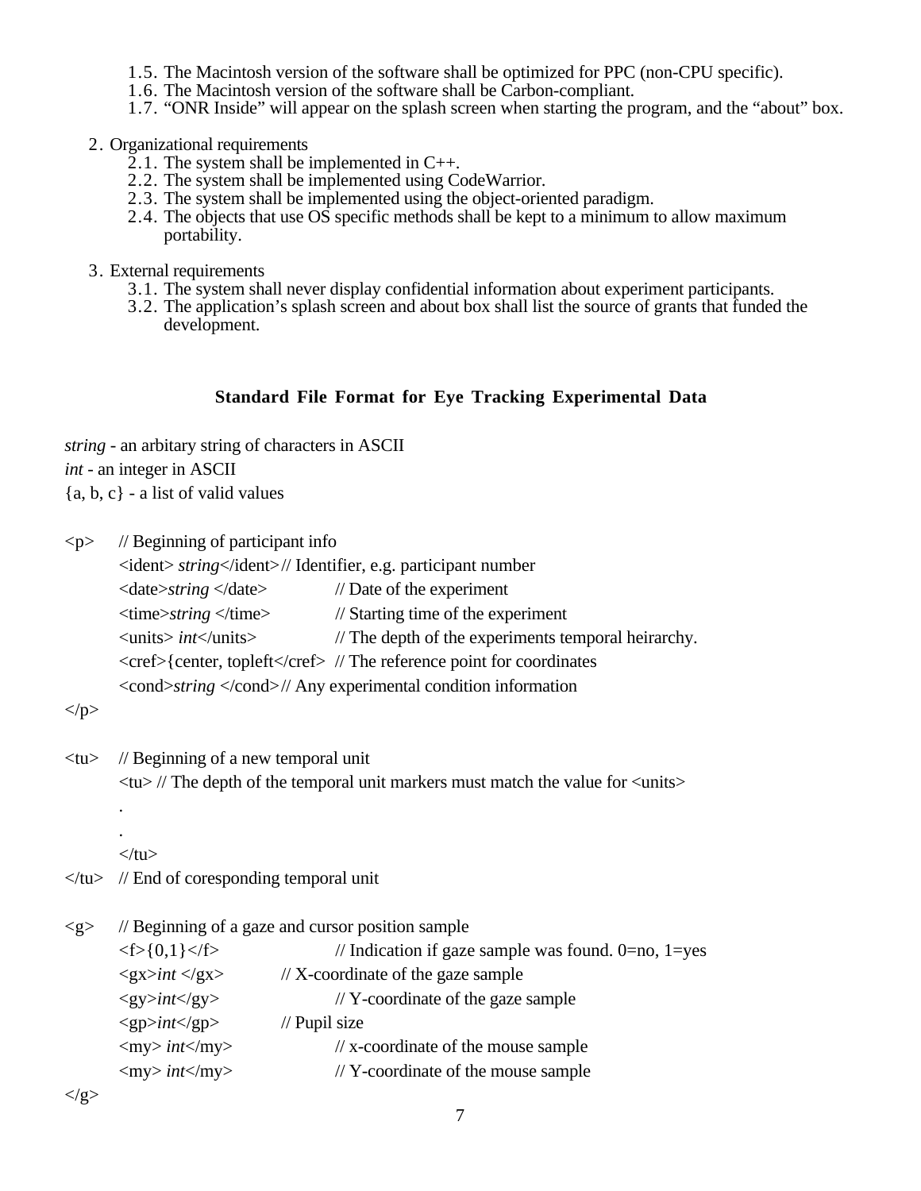1.5. The Macintosh version of the software shall be optimized for PPC (non-CPU specific).
1.6. The Macintosh version of the software shall be Carbon-compliant.
1.7. “ONR Inside” will appear on the splash screen when starting the program, and the “about” box.

2. Organizational requirements
   2.1. The system shall be implemented in C++.
   2.2. The system shall be implemented using CodeWarrior.
   2.3. The system shall be implemented using the object-oriented paradigm.
   2.4. The objects that use OS specific methods shall be kept to a minimum to allow maximum portability.

3. External requirements
   3.1. The system shall never display confidential information about experiment participants.
   3.2. The application’s splash screen and about box shall list the source of grants that funded the development.

**Standard File Format for Eye Tracking Experimental Data**

*string* - an arbitary string of characters in ASCII

*int* - an integer in ASCII

{a, b, c} - a list of valid values

```
<p>    // Beginning of participant info
       <ident> string</ident> // Identifier, e.g. participant number
       <date>string </date>              // Date of the experiment
       <time>string </time>              // Starting time of the experiment
       <units> int</units>               // The depth of the experiments temporal heirarchy.
       <cref>{center, topleft</cref>  // The reference point for coordinates
       <cond>string </cond> // Any experimental condition information
</p>

<tu>   // Beginning of a new temporal unit
       <tu> // The depth of the temporal unit markers must match the value for <units>
       .
       .
       </tu>
</tu>  // End of coresponding temporal unit

<g>    // Beginning of a gaze and cursor position sample
       <f>{0,1}</f>                      // Indication if gaze sample was found. 0=no, 1=yes
       <gx>int </gx>            // X-coordinate of the gaze sample
       <gy>int</gy>                      // Y-coordinate of the gaze sample
       <gp>int</gp>             // Pupil size
       <my> int</my>                     // x-coordinate of the mouse sample
       <my> int</my>                     // Y-coordinate of the mouse sample
</g>
```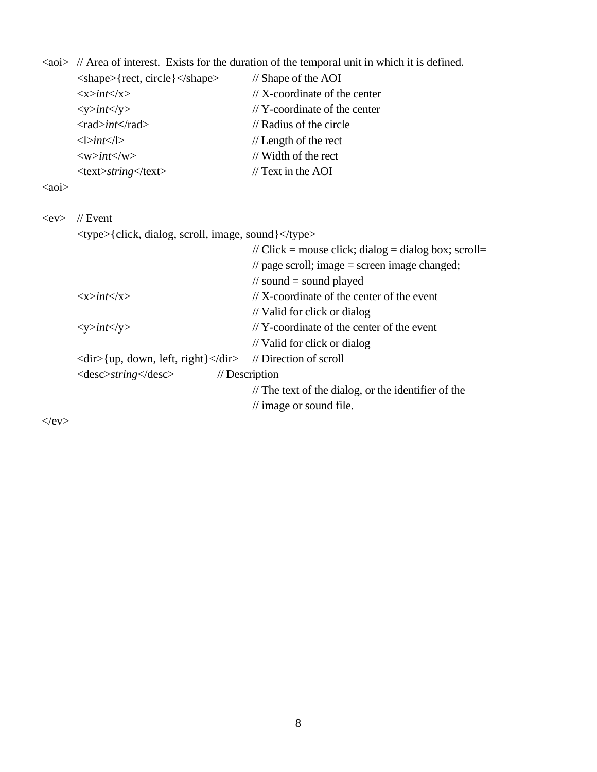```
<aoi>  // Area of interest.  Exists for the duration of the temporal unit in which it is defined.
       <shape>{rect, circle}</shape>        // Shape of the AOI
       <x>int</x>                           // X-coordinate of the center
       <y>int</y>                           // Y-coordinate of the center
       <rad>int</rad>                       // Radius of the circle
       <l>int</l>                           // Length of the rect
       <w>int</w>                           // Width of the rect
       <text>string</text>                  // Text in the AOI
<aoi>

<ev>   // Event
       <type>{click, dialog, scroll, image, sound}</type>
                                            // Click = mouse click; dialog = dialog box; scroll=
                                            // page scroll; image = screen image changed;
                                            // sound = sound played
       <x>int</x>                           // X-coordinate of the center of the event
                                            // Valid for click or dialog
       <y>int</y>                           // Y-coordinate of the center of the event
                                            // Valid for click or dialog
       <dir>{up, down, left, right}</dir>   // Direction of scroll
       <desc>string</desc>             // Description
                                            // The text of the dialog, or the identifier of the
                                            // image or sound file.
</ev>
```